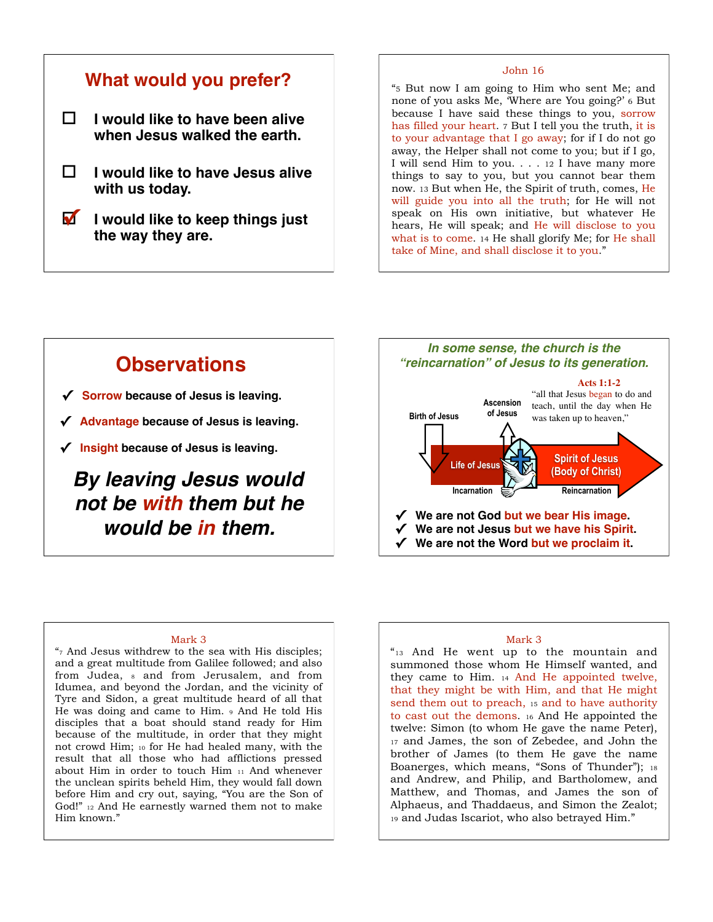## What would you prefer?

- ☐ I would like to have been alive when Jesus walked the earth.
- ☐ I would like to have Jesus alive with us today.
- ☑ I would like to keep things just the way they are.

---

John 16

"5 But now I am going to Him who sent Me; and none of you asks Me, 'Where are You going?' 6 But because I have said these things to you, sorrow has filled your heart. 7 But I tell you the truth, it is to your advantage that I go away; for if I do not go away, the Helper shall not come to you; but if I go, I will send Him to you. . . . 12 I have many more things to say to you, but you cannot bear them now. 13 But when He, the Spirit of truth, comes, He will guide you into all the truth; for He will not speak on His own initiative, but whatever He hears, He will speak; and He will disclose to you what is to come. 14 He shall glorify Me; for He shall take of Mine, and shall disclose it to you."

---

## Observations

- ✓ **Sorrow** because of Jesus is leaving.
- ✓ **Advantage** because of Jesus is leaving.
- ✓ **Insight** because of Jesus is leaving.

***By leaving Jesus would not be with them but he would be in them.***

---

***In some sense, the church is the "reincarnation" of Jesus to its generation.***

Acts 1:1-2

"all that Jesus began to do and teach, until the day when He was taken up to heaven,"

Birth of Jesus — Ascension of Jesus

Life of Jesus (Incarnation) → Spirit of Jesus (Body of Christ) (Reincarnation)

- ✓ We are not God but we bear His image.
- ✓ We are not Jesus but we have his Spirit.
- ✓ We are not the Word but we proclaim it.

---

Mark 3

"7 And Jesus withdrew to the sea with His disciples; and a great multitude from Galilee followed; and also from Judea, 8 and from Jerusalem, and from Idumea, and beyond the Jordan, and the vicinity of Tyre and Sidon, a great multitude heard of all that He was doing and came to Him. 9 And He told His disciples that a boat should stand ready for Him because of the multitude, in order that they might not crowd Him; 10 for He had healed many, with the result that all those who had afflictions pressed about Him in order to touch Him 11 And whenever the unclean spirits beheld Him, they would fall down before Him and cry out, saying, "You are the Son of God!" 12 And He earnestly warned them not to make Him known."

---

Mark 3

"13 And He went up to the mountain and summoned those whom He Himself wanted, and they came to Him. 14 And He appointed twelve, that they might be with Him, and that He might send them out to preach, 15 and to have authority to cast out the demons. 16 And He appointed the twelve: Simon (to whom He gave the name Peter), 17 and James, the son of Zebedee, and John the brother of James (to them He gave the name Boanerges, which means, "Sons of Thunder"); 18 and Andrew, and Philip, and Bartholomew, and Matthew, and Thomas, and James the son of Alphaeus, and Thaddaeus, and Simon the Zealot; 19 and Judas Iscariot, who also betrayed Him."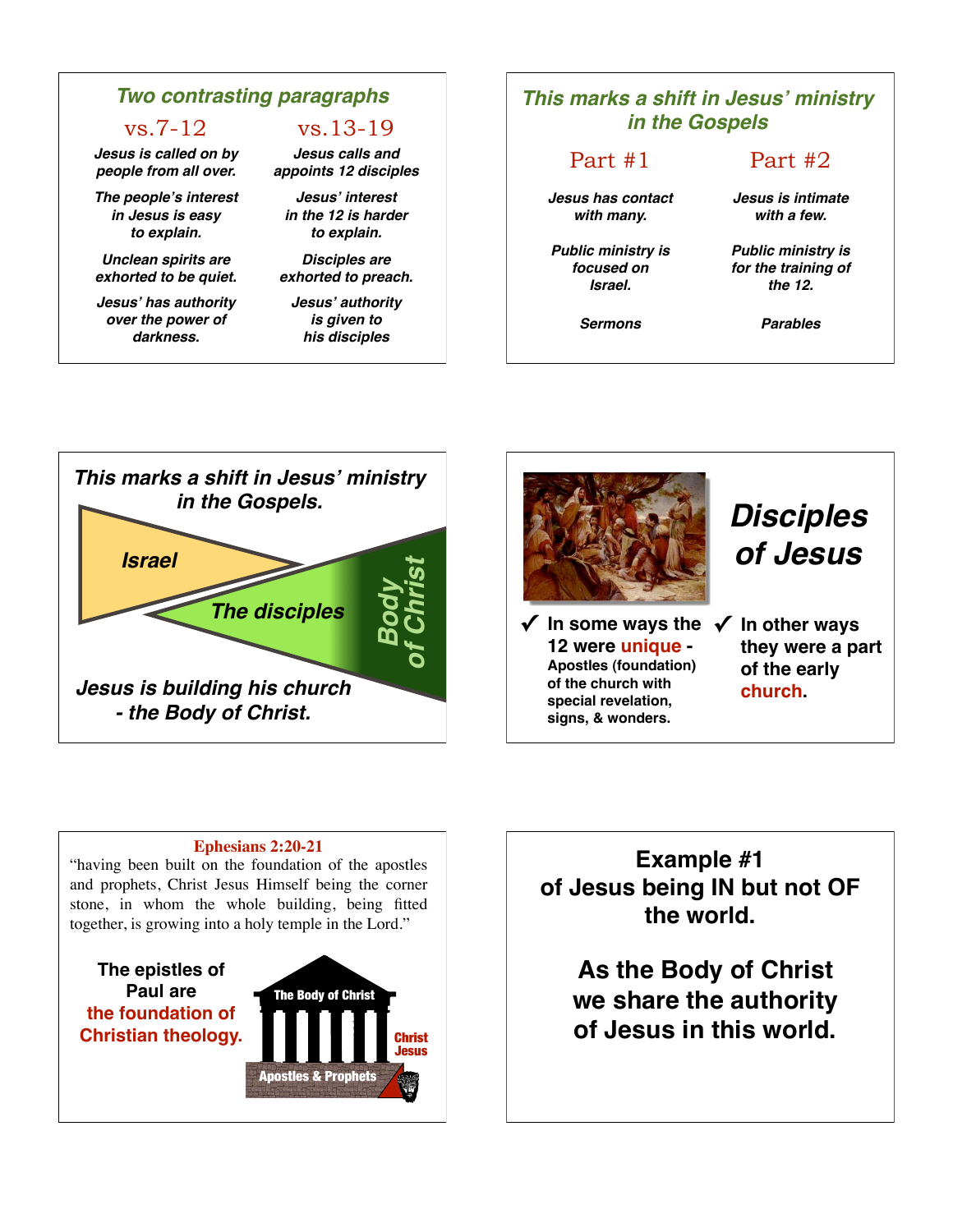## Two contrasting paragraphs

| vs.7-12 | vs.13-19 |
|---|---|
| *Jesus is called on by people from all over.* | *Jesus calls and appoints 12 disciples* |
| *The people's interest in Jesus is easy to explain.* | *Jesus' interest in the 12 is harder to explain.* |
| *Unclean spirits are exhorted to be quiet.* | *Disciples are exhorted to preach.* |
| *Jesus' has authority over the power of darkness.* | *Jesus' authority is given to his disciples* |

## This marks a shift in Jesus' ministry in the Gospels

| Part #1 | Part #2 |
|---|---|
| *Jesus has contact with many.* | *Jesus is intimate with a few.* |
| *Public ministry is focused on Israel.* | *Public ministry is for the training of the 12.* |
| *Sermons* | *Parables* |

## This marks a shift in Jesus' ministry in the Gospels.

*Israel*

*The disciples*

*Body of Christ*

***Jesus is building his church - the Body of Christ.***

## Disciples of Jesus

- ✓ **In some ways the 12 were unique - Apostles (foundation) of the church with special revelation, signs, & wonders.**
- ✓ **In other ways they were a part of the early church.**

**Ephesians 2:20-21**

"having been built on the foundation of the apostles and prophets, Christ Jesus Himself being the corner stone, in whom the whole building, being fitted together, is growing into a holy temple in the Lord."

**The epistles of Paul are the foundation of Christian theology.**

The Body of Christ

Christ Jesus

Apostles & Prophets

**Example #1 of Jesus being IN but not OF the world.**

**As the Body of Christ we share the authority of Jesus in this world.**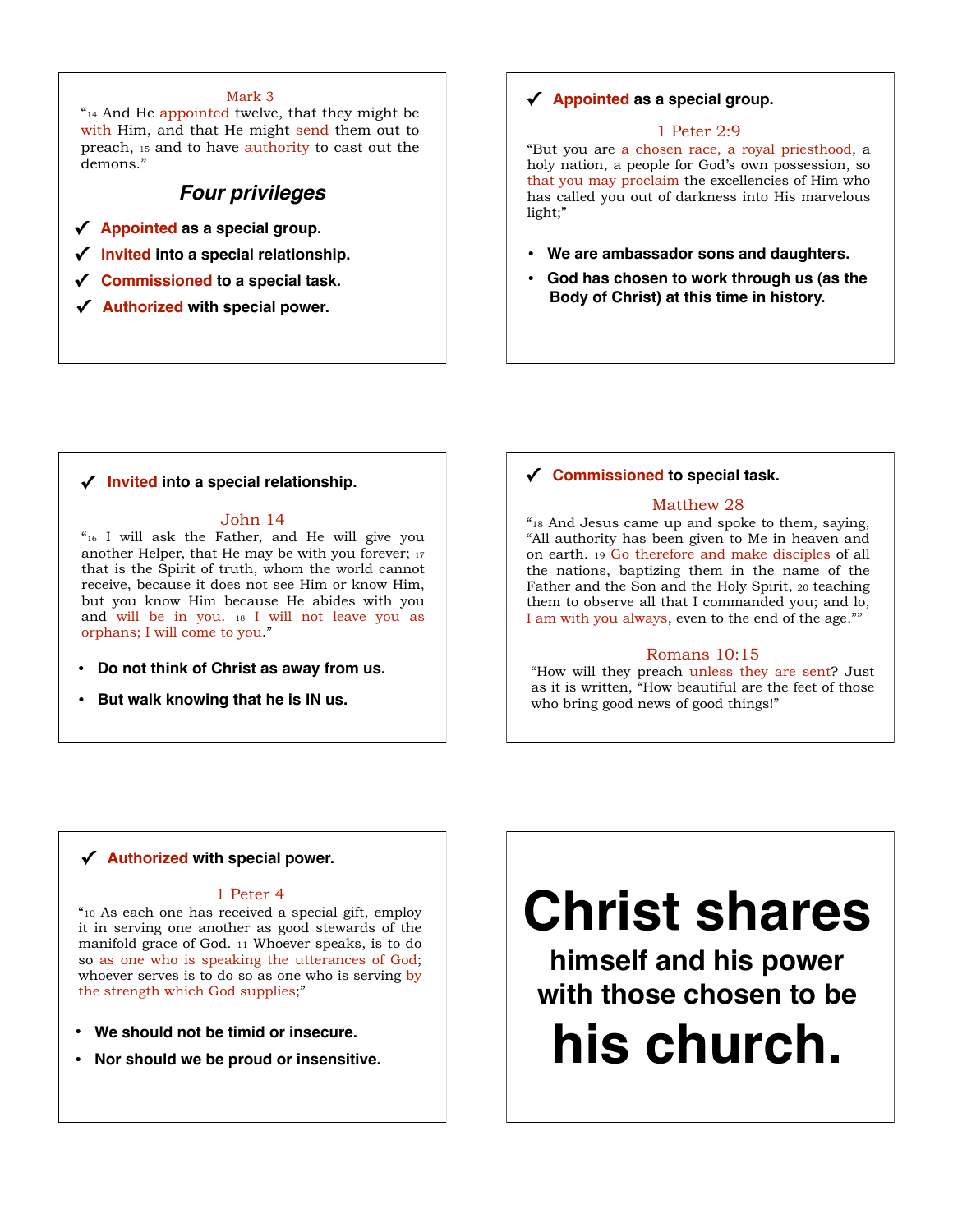Mark 3

"14 And He appointed twelve, that they might be with Him, and that He might send them out to preach, 15 and to have authority to cast out the demons."

## *Four privileges*

- ✓ **Appointed as a special group.**
- ✓ **Invited into a special relationship.**
- ✓ **Commissioned to a special task.**
- ✓ **Authorized with special power.**

---

✓ **Appointed as a special group.**

1 Peter 2:9

"But you are a chosen race, a royal priesthood, a holy nation, a people for God's own possession, so that you may proclaim the excellencies of Him who has called you out of darkness into His marvelous light;"

- **We are ambassador sons and daughters.**
- **God has chosen to work through us (as the Body of Christ) at this time in history.**

---

✓ **Invited into a special relationship.**

John 14

"16 I will ask the Father, and He will give you another Helper, that He may be with you forever; 17 that is the Spirit of truth, whom the world cannot receive, because it does not see Him or know Him, but you know Him because He abides with you and will be in you. 18 I will not leave you as orphans; I will come to you."

- **Do not think of Christ as away from us.**
- **But walk knowing that he is IN us.**

---

✓ **Commissioned to special task.**

Matthew 28

"18 And Jesus came up and spoke to them, saying, "All authority has been given to Me in heaven and on earth. 19 Go therefore and make disciples of all the nations, baptizing them in the name of the Father and the Son and the Holy Spirit, 20 teaching them to observe all that I commanded you; and lo, I am with you always, even to the end of the age.""

Romans 10:15

"How will they preach unless they are sent? Just as it is written, "How beautiful are the feet of those who bring good news of good things!""

---

✓ **Authorized with special power.**

1 Peter 4

"10 As each one has received a special gift, employ it in serving one another as good stewards of the manifold grace of God. 11 Whoever speaks, is to do so as one who is speaking the utterances of God; whoever serves is to do so as one who is serving by the strength which God supplies;"

- **We should not be timid or insecure.**
- **Nor should we be proud or insensitive.**

---

# Christ shares

## himself and his power with those chosen to be

# his church.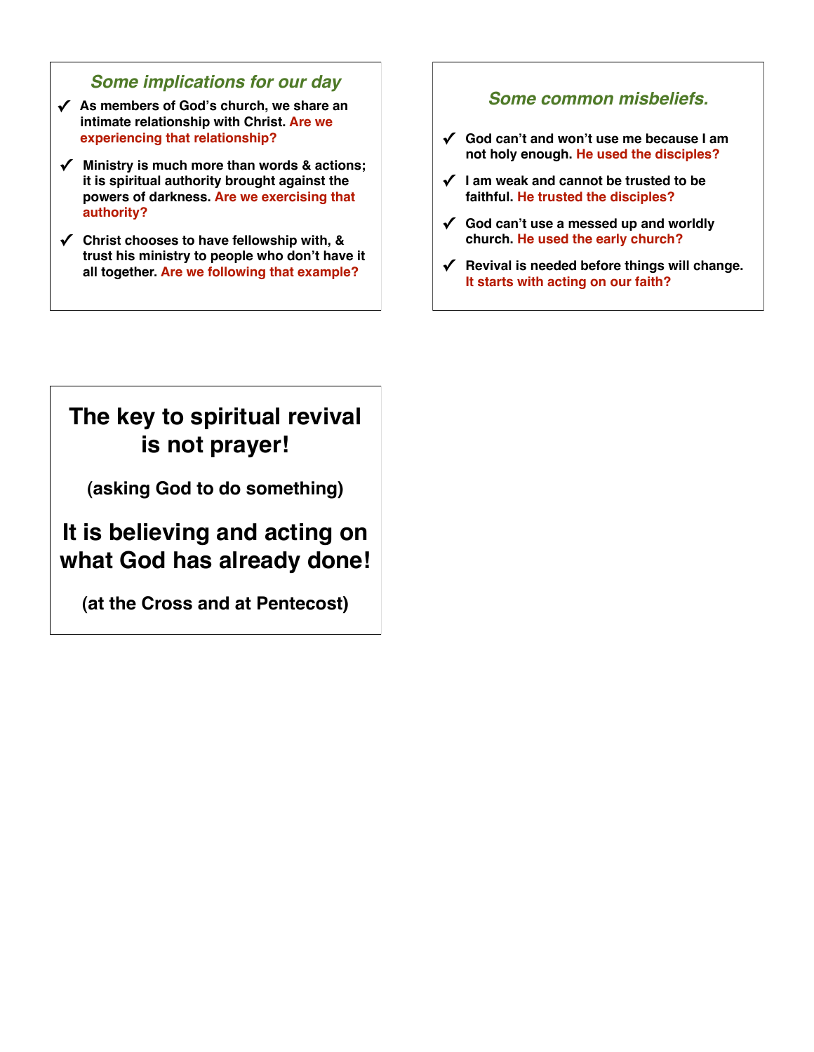## *Some implications for our day*

- ✓ **As members of God’s church, we share an intimate relationship with Christ. Are we experiencing that relationship?**
- ✓ **Ministry is much more than words & actions; it is spiritual authority brought against the powers of darkness. Are we exercising that authority?**
- ✓ **Christ chooses to have fellowship with, & trust his ministry to people who don’t have it all together. Are we following that example?**

## *Some common misbeliefs.*

- ✓ **God can’t and won’t use me because I am not holy enough. He used the disciples?**
- ✓ **I am weak and cannot be trusted to be faithful. He trusted the disciples?**
- ✓ **God can’t use a messed up and worldly church. He used the early church?**
- ✓ **Revival is needed before things will change. It starts with acting on our faith?**

# The key to spiritual revival is not prayer!

**(asking God to do something)**

# It is believing and acting on what God has already done!

**(at the Cross and at Pentecost)**